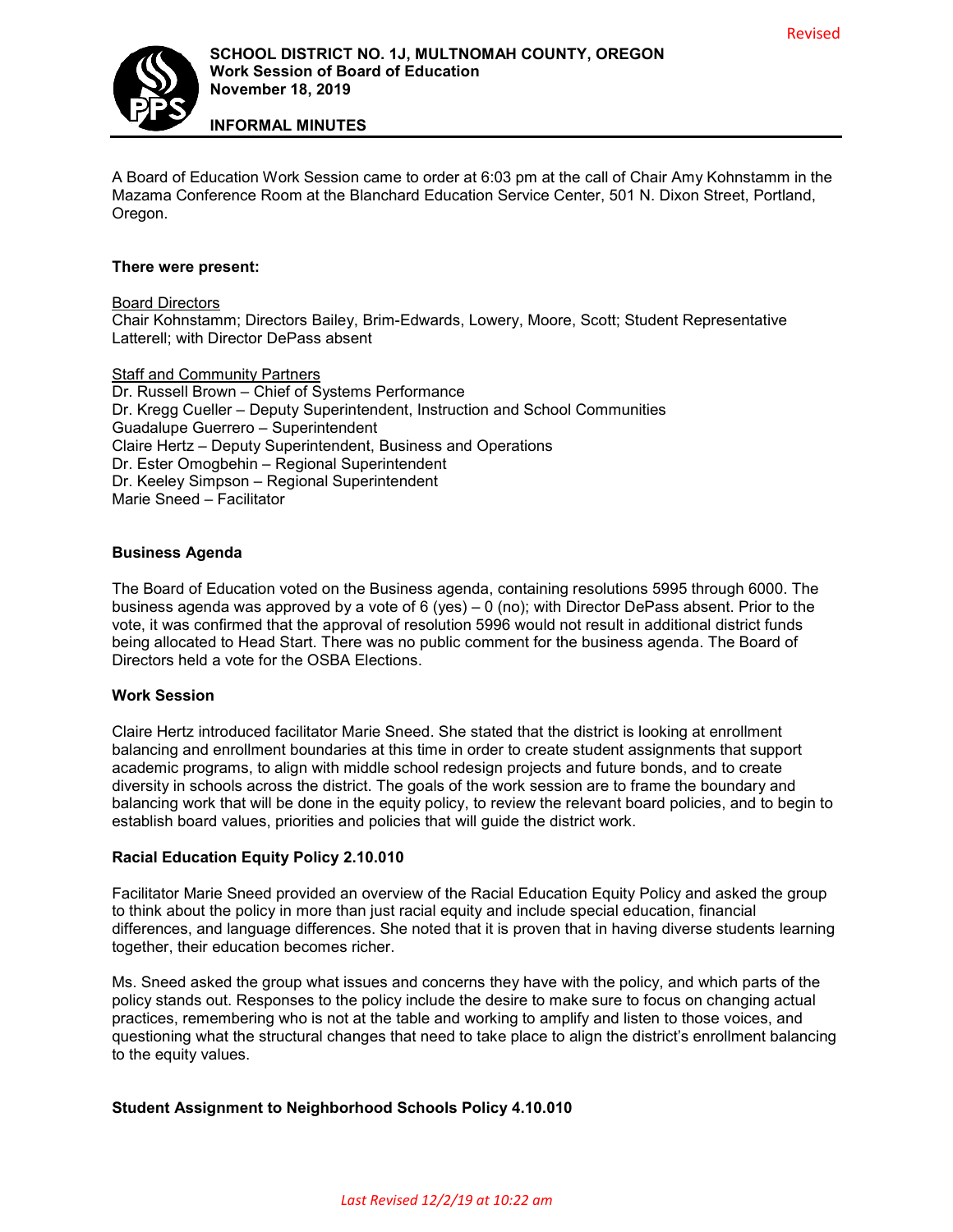Revised

**SCHOOL DISTRICT NO. 1J, MULTNOMAH COUNTY, OREGON**
**Work Session of Board of Education**
**November 18, 2019**

**INFORMAL MINUTES**

A Board of Education Work Session came to order at 6:03 pm at the call of Chair Amy Kohnstamm in the Mazama Conference Room at the Blanchard Education Service Center, 501 N. Dixon Street, Portland, Oregon.

**There were present:**

Board Directors
Chair Kohnstamm; Directors Bailey, Brim-Edwards, Lowery, Moore, Scott; Student Representative Latterell; with Director DePass absent

Staff and Community Partners
Dr. Russell Brown – Chief of Systems Performance
Dr. Kregg Cueller – Deputy Superintendent, Instruction and School Communities
Guadalupe Guerrero – Superintendent
Claire Hertz – Deputy Superintendent, Business and Operations
Dr. Ester Omogbehin – Regional Superintendent
Dr. Keeley Simpson – Regional Superintendent
Marie Sneed – Facilitator

**Business Agenda**

The Board of Education voted on the Business agenda, containing resolutions 5995 through 6000. The business agenda was approved by a vote of 6 (yes) – 0 (no); with Director DePass absent. Prior to the vote, it was confirmed that the approval of resolution 5996 would not result in additional district funds being allocated to Head Start. There was no public comment for the business agenda. The Board of Directors held a vote for the OSBA Elections.

**Work Session**

Claire Hertz introduced facilitator Marie Sneed. She stated that the district is looking at enrollment balancing and enrollment boundaries at this time in order to create student assignments that support academic programs, to align with middle school redesign projects and future bonds, and to create diversity in schools across the district. The goals of the work session are to frame the boundary and balancing work that will be done in the equity policy, to review the relevant board policies, and to begin to establish board values, priorities and policies that will guide the district work.

**Racial Education Equity Policy 2.10.010**

Facilitator Marie Sneed provided an overview of the Racial Education Equity Policy and asked the group to think about the policy in more than just racial equity and include special education, financial differences, and language differences. She noted that it is proven that in having diverse students learning together, their education becomes richer.

Ms. Sneed asked the group what issues and concerns they have with the policy, and which parts of the policy stands out. Responses to the policy include the desire to make sure to focus on changing actual practices, remembering who is not at the table and working to amplify and listen to those voices, and questioning what the structural changes that need to take place to align the district's enrollment balancing to the equity values.

**Student Assignment to Neighborhood Schools Policy 4.10.010**

*Last Revised 12/2/19 at 10:22 am*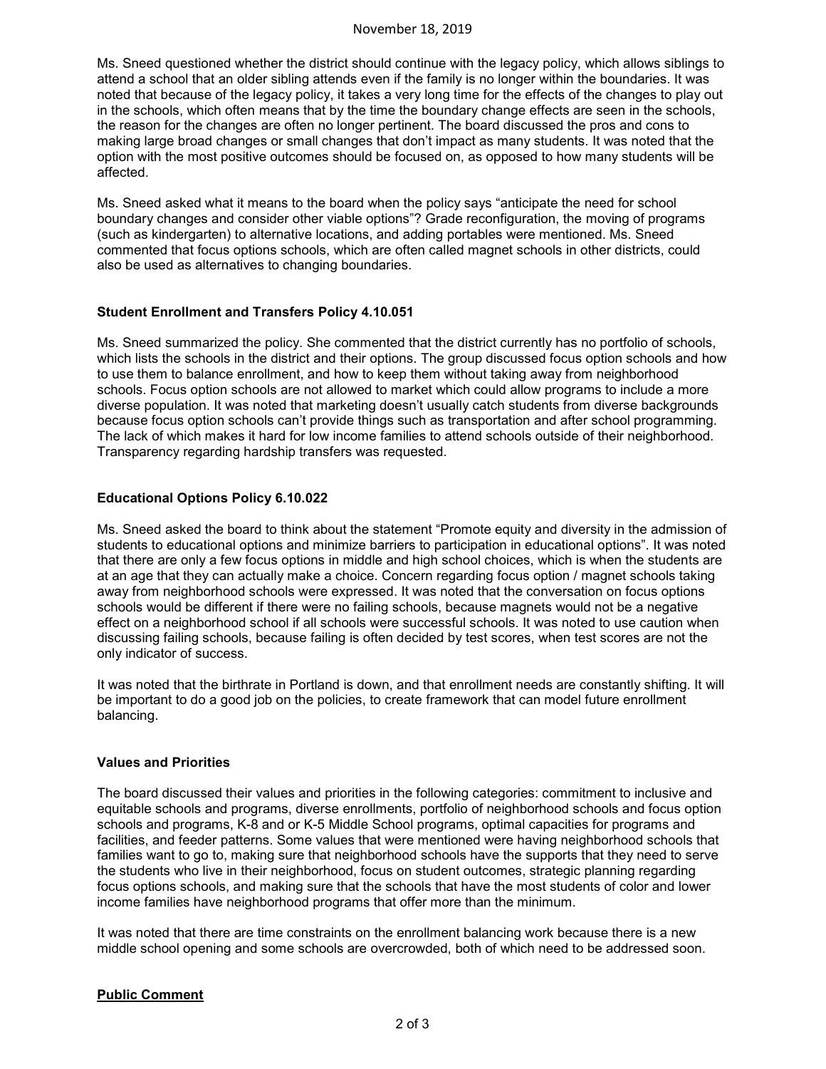Ms. Sneed questioned whether the district should continue with the legacy policy, which allows siblings to attend a school that an older sibling attends even if the family is no longer within the boundaries. It was noted that because of the legacy policy, it takes a very long time for the effects of the changes to play out in the schools, which often means that by the time the boundary change effects are seen in the schools, the reason for the changes are often no longer pertinent. The board discussed the pros and cons to making large broad changes or small changes that don't impact as many students. It was noted that the option with the most positive outcomes should be focused on, as opposed to how many students will be affected.

Ms. Sneed asked what it means to the board when the policy says "anticipate the need for school boundary changes and consider other viable options"? Grade reconfiguration, the moving of programs (such as kindergarten) to alternative locations, and adding portables were mentioned. Ms. Sneed commented that focus options schools, which are often called magnet schools in other districts, could also be used as alternatives to changing boundaries.

**Student Enrollment and Transfers Policy 4.10.051**

Ms. Sneed summarized the policy. She commented that the district currently has no portfolio of schools, which lists the schools in the district and their options. The group discussed focus option schools and how to use them to balance enrollment, and how to keep them without taking away from neighborhood schools. Focus option schools are not allowed to market which could allow programs to include a more diverse population. It was noted that marketing doesn't usually catch students from diverse backgrounds because focus option schools can't provide things such as transportation and after school programming. The lack of which makes it hard for low income families to attend schools outside of their neighborhood. Transparency regarding hardship transfers was requested.

**Educational Options Policy 6.10.022**

Ms. Sneed asked the board to think about the statement "Promote equity and diversity in the admission of students to educational options and minimize barriers to participation in educational options". It was noted that there are only a few focus options in middle and high school choices, which is when the students are at an age that they can actually make a choice. Concern regarding focus option / magnet schools taking away from neighborhood schools were expressed. It was noted that the conversation on focus options schools would be different if there were no failing schools, because magnets would not be a negative effect on a neighborhood school if all schools were successful schools. It was noted to use caution when discussing failing schools, because failing is often decided by test scores, when test scores are not the only indicator of success.

It was noted that the birthrate in Portland is down, and that enrollment needs are constantly shifting. It will be important to do a good job on the policies, to create framework that can model future enrollment balancing.

**Values and Priorities**

The board discussed their values and priorities in the following categories: commitment to inclusive and equitable schools and programs, diverse enrollments, portfolio of neighborhood schools and focus option schools and programs, K-8 and or K-5 Middle School programs, optimal capacities for programs and facilities, and feeder patterns. Some values that were mentioned were having neighborhood schools that families want to go to, making sure that neighborhood schools have the supports that they need to serve the students who live in their neighborhood, focus on student outcomes, strategic planning regarding focus options schools, and making sure that the schools that have the most students of color and lower income families have neighborhood programs that offer more than the minimum.

It was noted that there are time constraints on the enrollment balancing work because there is a new middle school opening and some schools are overcrowded, both of which need to be addressed soon.

**<u>Public Comment</u>**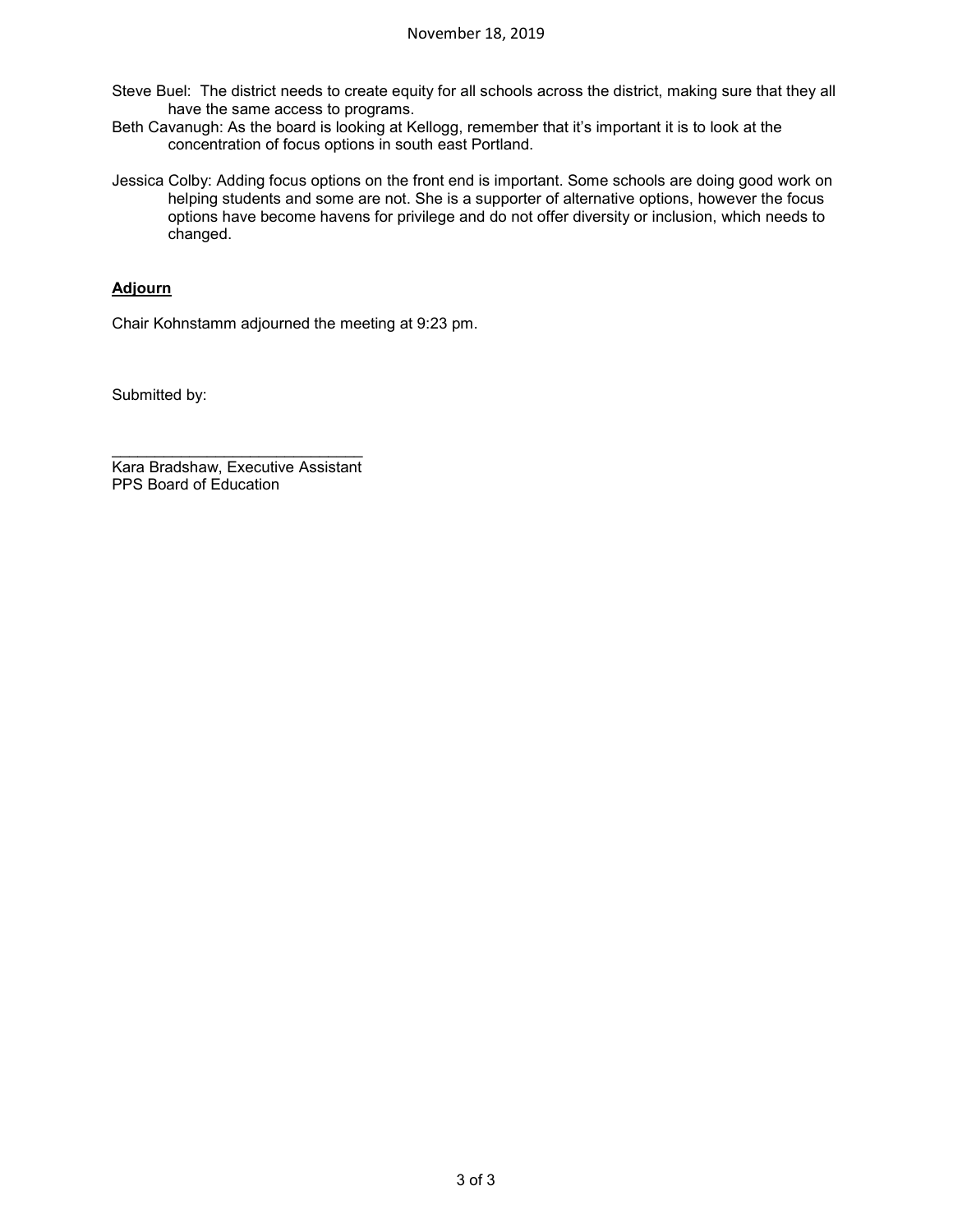Steve Buel: The district needs to create equity for all schools across the district, making sure that they all have the same access to programs.

Beth Cavanugh: As the board is looking at Kellogg, remember that it's important it is to look at the concentration of focus options in south east Portland.

Jessica Colby: Adding focus options on the front end is important. Some schools are doing good work on helping students and some are not. She is a supporter of alternative options, however the focus options have become havens for privilege and do not offer diversity or inclusion, which needs to changed.

**Adjourn**

Chair Kohnstamm adjourned the meeting at 9:23 pm.

Submitted by:

______________________________
Kara Bradshaw, Executive Assistant
PPS Board of Education